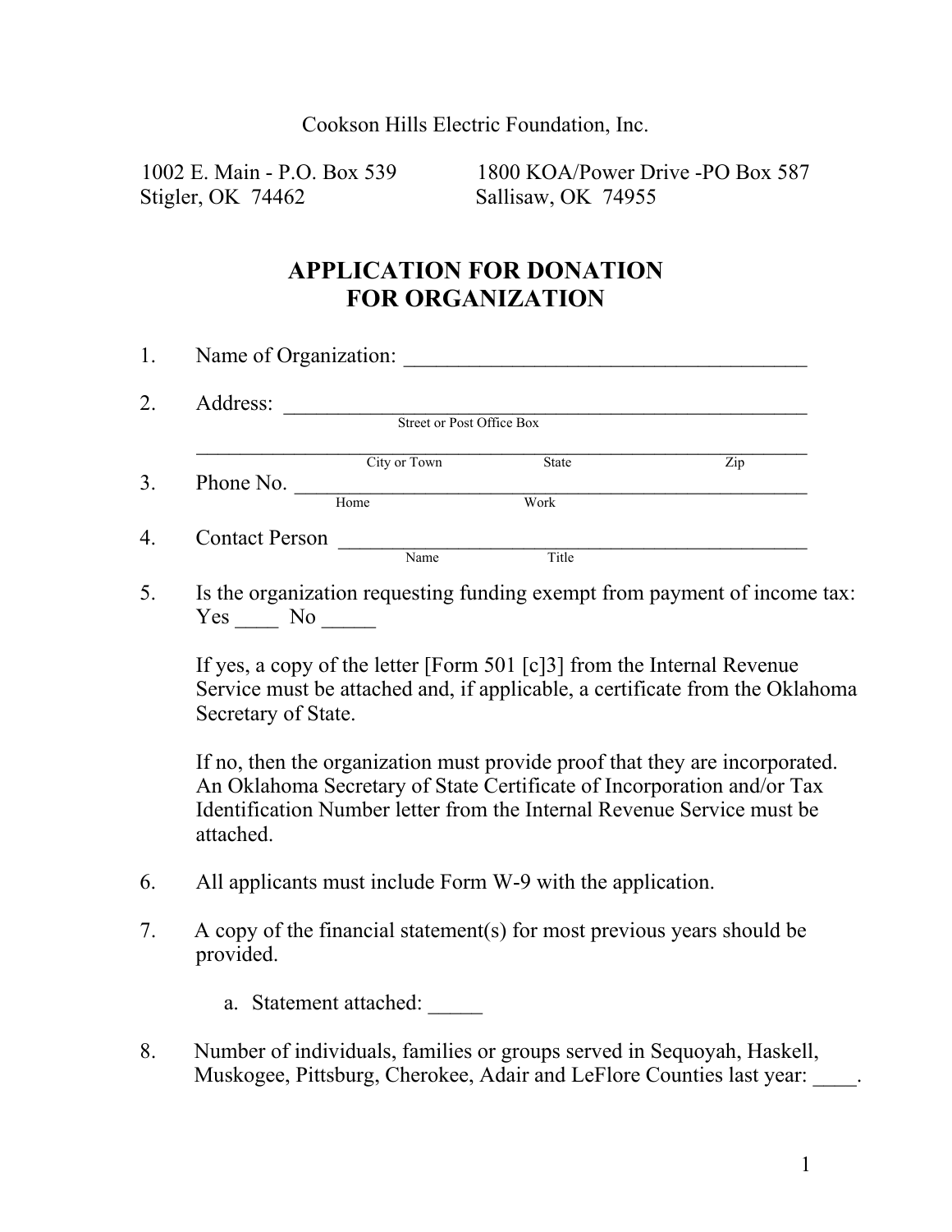Cookson Hills Electric Foundation, Inc.

1002 E. Main - P.O. Box 539
Stigler, OK 74462

1800 KOA/Power Drive -PO Box 587
Sallisaw, OK 74955

# APPLICATION FOR DONATION FOR ORGANIZATION

1. Name of Organization: ______________________________________

2. Address: __________________________________________________
   Street or Post Office Box

   ____________________________________________________________
   City or Town State Zip

3. Phone No. _________________________________________________
   Home Work

4. Contact Person ____________________________________________
   Name Title

5. Is the organization requesting funding exempt from payment of income tax:
   Yes ____ No _____

   If yes, a copy of the letter [Form 501 [c]3] from the Internal Revenue Service must be attached and, if applicable, a certificate from the Oklahoma Secretary of State.

   If no, then the organization must provide proof that they are incorporated. An Oklahoma Secretary of State Certificate of Incorporation and/or Tax Identification Number letter from the Internal Revenue Service must be attached.

6. All applicants must include Form W-9 with the application.

7. A copy of the financial statement(s) for most previous years should be provided.

   a. Statement attached: _____

8. Number of individuals, families or groups served in Sequoyah, Haskell, Muskogee, Pittsburg, Cherokee, Adair and LeFlore Counties last year: ____.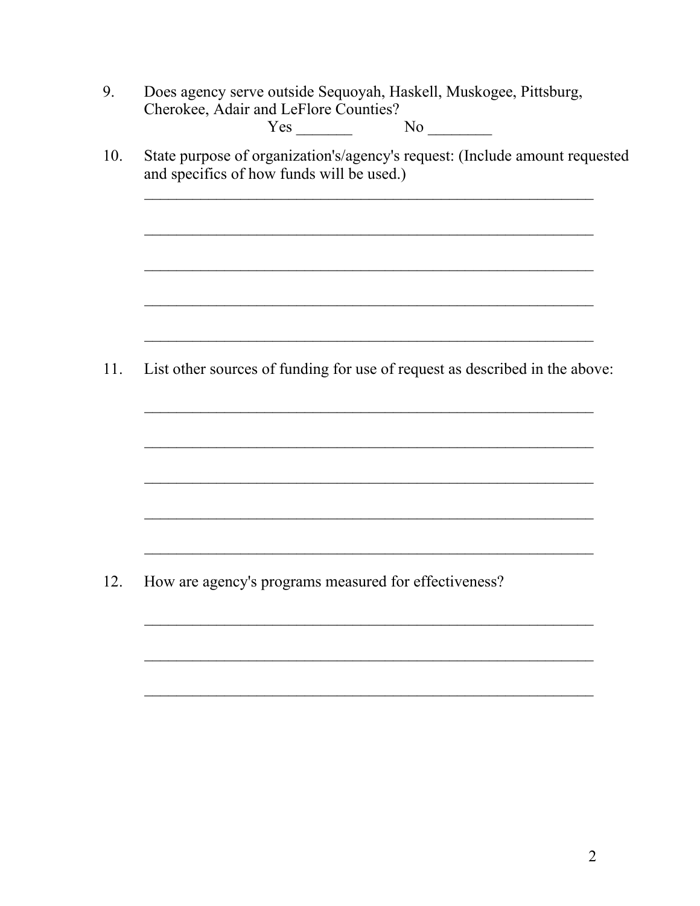9. Does agency serve outside Sequoyah, Haskell, Muskogee, Pittsburg, Cherokee, Adair and LeFlore Counties?

   Yes _______ No ________

10. State purpose of organization's/agency's request: (Include amount requested and specifics of how funds will be used.)

    ____________________________________________________________

    ____________________________________________________________

    ____________________________________________________________

    ____________________________________________________________

    ____________________________________________________________

11. List other sources of funding for use of request as described in the above:

    ____________________________________________________________

    ____________________________________________________________

    ____________________________________________________________

    ____________________________________________________________

    ____________________________________________________________

12. How are agency's programs measured for effectiveness?

    ____________________________________________________________

    ____________________________________________________________

    ____________________________________________________________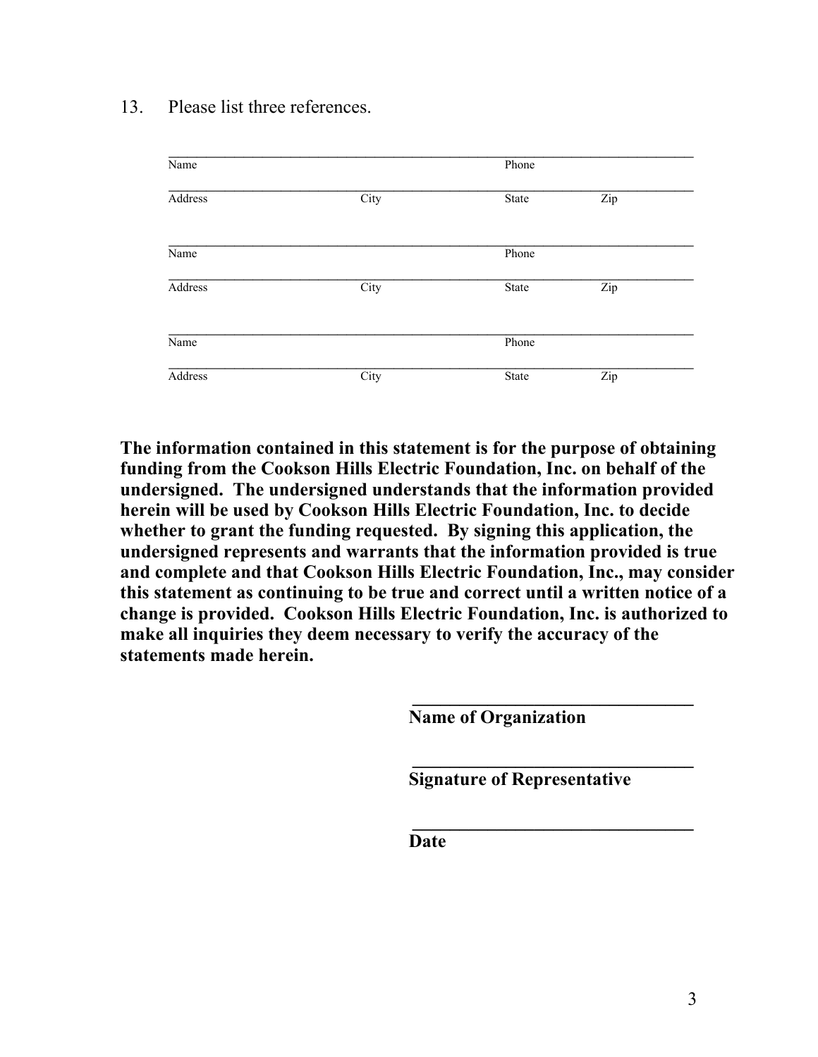13. Please list three references.

| | | | |
|---|---|---|---|
| Name | | Phone | |
| Address | City | State | Zip |
| | | | |
| Name | | Phone | |
| Address | City | State | Zip |
| | | | |
| Name | | Phone | |
| Address | City | State | Zip |

**The information contained in this statement is for the purpose of obtaining funding from the Cookson Hills Electric Foundation, Inc. on behalf of the undersigned. The undersigned understands that the information provided herein will be used by Cookson Hills Electric Foundation, Inc. to decide whether to grant the funding requested. By signing this application, the undersigned represents and warrants that the information provided is true and complete and that Cookson Hills Electric Foundation, Inc., may consider this statement as continuing to be true and correct until a written notice of a change is provided. Cookson Hills Electric Foundation, Inc. is authorized to make all inquiries they deem necessary to verify the accuracy of the statements made herein.**

________________________________
**Name of Organization**

________________________________
**Signature of Representative**

________________________________
**Date**